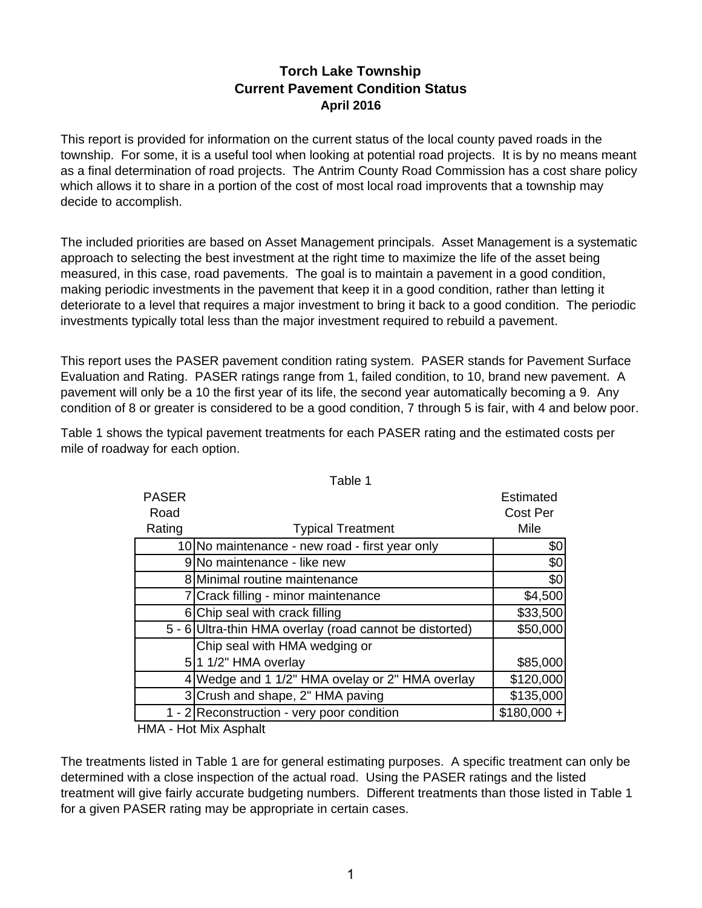# Torch Lake Township
## Current Pavement Condition Status
### April 2016

This report is provided for information on the current status of the local county paved roads in the township. For some, it is a useful tool when looking at potential road projects. It is by no means meant as a final determination of road projects. The Antrim County Road Commission has a cost share policy which allows it to share in a portion of the cost of most local road improvents that a township may decide to accomplish.

The included priorities are based on Asset Management principals. Asset Management is a systematic approach to selecting the best investment at the right time to maximize the life of the asset being measured, in this case, road pavements. The goal is to maintain a pavement in a good condition, making periodic investments in the pavement that keep it in a good condition, rather than letting it deteriorate to a level that requires a major investment to bring it back to a good condition. The periodic investments typically total less than the major investment required to rebuild a pavement.

This report uses the PASER pavement condition rating system. PASER stands for Pavement Surface Evaluation and Rating. PASER ratings range from 1, failed condition, to 10, brand new pavement. A pavement will only be a 10 the first year of its life, the second year automatically becoming a 9. Any condition of 8 or greater is considered to be a good condition, 7 through 5 is fair, with 4 and below poor.

Table 1 shows the typical pavement treatments for each PASER rating and the estimated costs per mile of roadway for each option.

Table 1

| PASER Road Rating | Typical Treatment | Estimated Cost Per Mile |
|---|---|---|
| 10 | No maintenance - new road - first year only | $0 |
| 9 | No maintenance - like new | $0 |
| 8 | Minimal routine maintenance | $0 |
| 7 | Crack filling - minor maintenance | $4,500 |
| 6 | Chip seal with crack filling | $33,500 |
| 5 - 6 | Ultra-thin HMA overlay (road cannot be distorted) | $50,000 |
| 5 | Chip seal with HMA wedging or 1 1/2" HMA overlay | $85,000 |
| 4 | Wedge and 1 1/2" HMA ovelay or 2" HMA overlay | $120,000 |
| 3 | Crush and shape, 2" HMA paving | $135,000 |
| 1 - 2 | Reconstruction - very poor condition | $180,000 + |

HMA - Hot Mix Asphalt

The treatments listed in Table 1 are for general estimating purposes. A specific treatment can only be determined with a close inspection of the actual road. Using the PASER ratings and the listed treatment will give fairly accurate budgeting numbers. Different treatments than those listed in Table 1 for a given PASER rating may be appropriate in certain cases.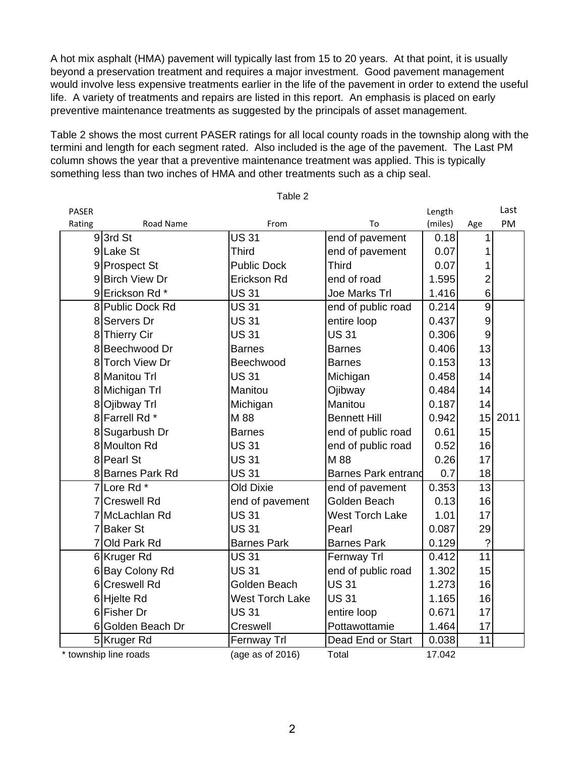A hot mix asphalt (HMA) pavement will typically last from 15 to 20 years. At that point, it is usually beyond a preservation treatment and requires a major investment. Good pavement management would involve less expensive treatments earlier in the life of the pavement in order to extend the useful life. A variety of treatments and repairs are listed in this report. An emphasis is placed on early preventive maintenance treatments as suggested by the principals of asset management.

Table 2 shows the most current PASER ratings for all local county roads in the township along with the termini and length for each segment rated. Also included is the age of the pavement. The Last PM column shows the year that a preventive maintenance treatment was applied. This is typically something less than two inches of HMA and other treatments such as a chip seal.

Table 2

| PASER Rating | Road Name | From | To | Length (miles) | Age | Last PM |
|---|---|---|---|---|---|---|
| 9 | 3rd St | US 31 | end of pavement | 0.18 | 1 | |
| 9 | Lake St | Third | end of pavement | 0.07 | 1 | |
| 9 | Prospect St | Public Dock | Third | 0.07 | 1 | |
| 9 | Birch View Dr | Erickson Rd | end of road | 1.595 | 2 | |
| 9 | Erickson Rd * | US 31 | Joe Marks Trl | 1.416 | 6 | |
| 8 | Public Dock Rd | US 31 | end of public road | 0.214 | 9 | |
| 8 | Servers Dr | US 31 | entire loop | 0.437 | 9 | |
| 8 | Thierry Cir | US 31 | US 31 | 0.306 | 9 | |
| 8 | Beechwood Dr | Barnes | Barnes | 0.406 | 13 | |
| 8 | Torch View Dr | Beechwood | Barnes | 0.153 | 13 | |
| 8 | Manitou Trl | US 31 | Michigan | 0.458 | 14 | |
| 8 | Michigan Trl | Manitou | Ojibway | 0.484 | 14 | |
| 8 | Ojibway Trl | Michigan | Manitou | 0.187 | 14 | |
| 8 | Farrell Rd * | M 88 | Bennett Hill | 0.942 | 15 | 2011 |
| 8 | Sugarbush Dr | Barnes | end of public road | 0.61 | 15 | |
| 8 | Moulton Rd | US 31 | end of public road | 0.52 | 16 | |
| 8 | Pearl St | US 31 | M 88 | 0.26 | 17 | |
| 8 | Barnes Park Rd | US 31 | Barnes Park entranc | 0.7 | 18 | |
| 7 | Lore Rd * | Old Dixie | end of pavement | 0.353 | 13 | |
| 7 | Creswell Rd | end of pavement | Golden Beach | 0.13 | 16 | |
| 7 | McLachlan Rd | US 31 | West Torch Lake | 1.01 | 17 | |
| 7 | Baker St | US 31 | Pearl | 0.087 | 29 | |
| 7 | Old Park Rd | Barnes Park | Barnes Park | 0.129 | ? | |
| 6 | Kruger Rd | US 31 | Fernway Trl | 0.412 | 11 | |
| 6 | Bay Colony Rd | US 31 | end of public road | 1.302 | 15 | |
| 6 | Creswell Rd | Golden Beach | US 31 | 1.273 | 16 | |
| 6 | Hjelte Rd | West Torch Lake | US 31 | 1.165 | 16 | |
| 6 | Fisher Dr | US 31 | entire loop | 0.671 | 17 | |
| 6 | Golden Beach Dr | Creswell | Pottawottamie | 1.464 | 17 | |
| 5 | Kruger Rd | Fernway Trl | Dead End or Start | 0.038 | 11 | |
| * township line roads | | (age as of 2016) | Total | 17.042 | | |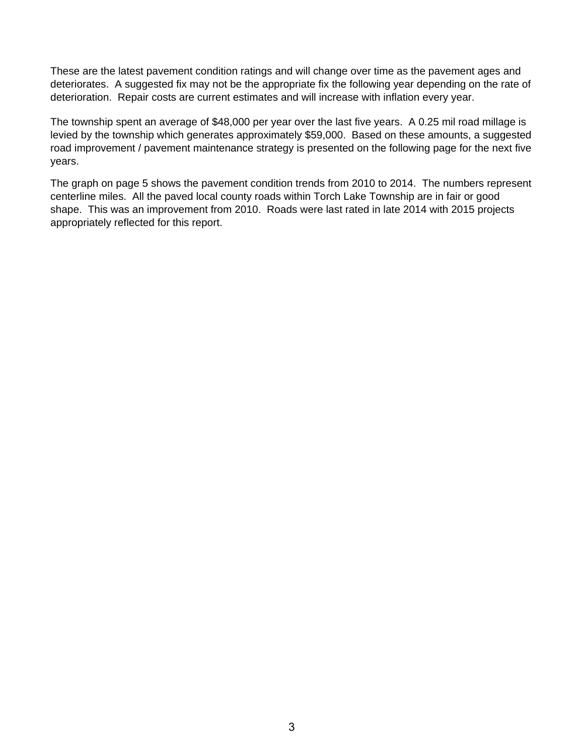These are the latest pavement condition ratings and will change over time as the pavement ages and deteriorates. A suggested fix may not be the appropriate fix the following year depending on the rate of deterioration. Repair costs are current estimates and will increase with inflation every year.

The township spent an average of $48,000 per year over the last five years. A 0.25 mil road millage is levied by the township which generates approximately $59,000. Based on these amounts, a suggested road improvement / pavement maintenance strategy is presented on the following page for the next five years.

The graph on page 5 shows the pavement condition trends from 2010 to 2014. The numbers represent centerline miles. All the paved local county roads within Torch Lake Township are in fair or good shape. This was an improvement from 2010. Roads were last rated in late 2014 with 2015 projects appropriately reflected for this report.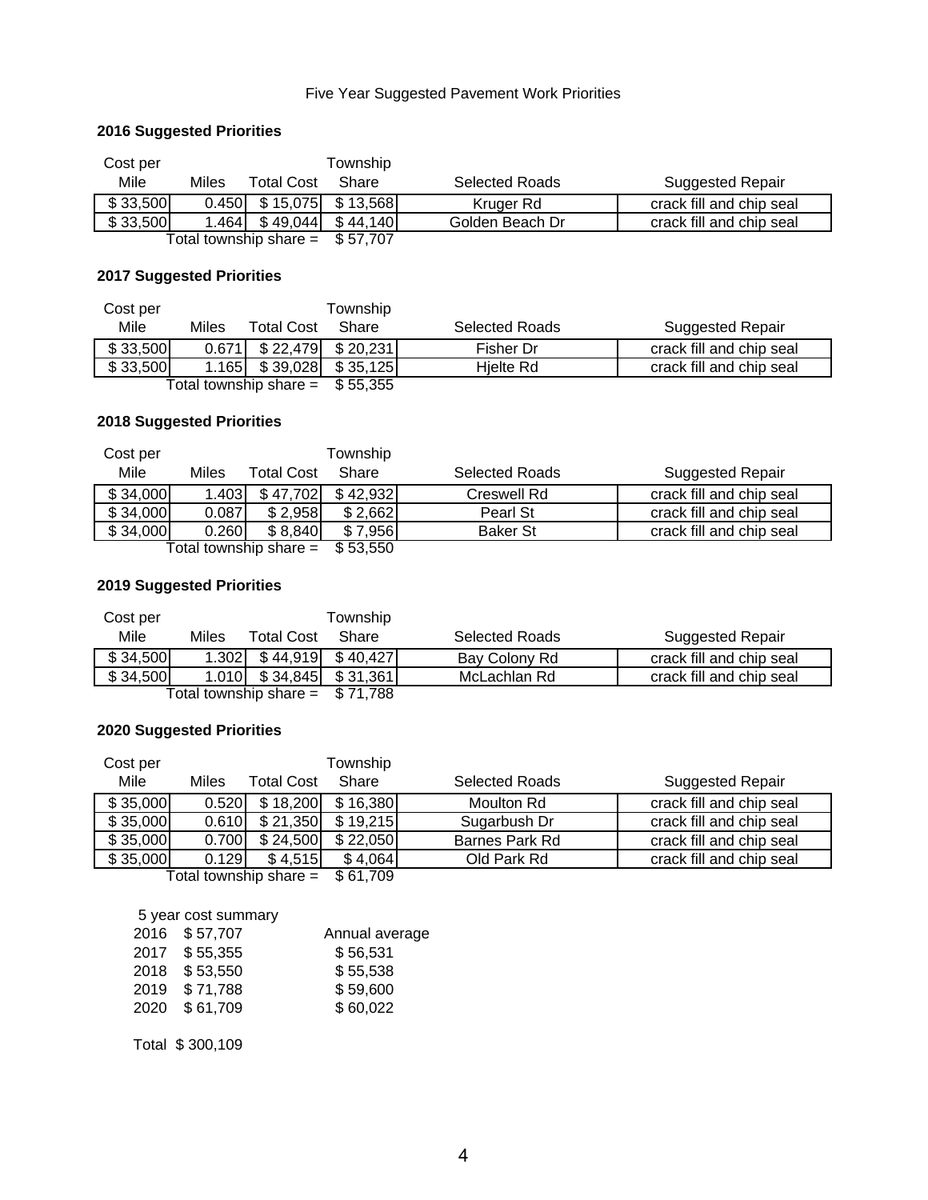Five Year Suggested Pavement Work Priorities

**2016 Suggested Priorities**

| Cost per Mile | Miles | Total Cost | Township Share | Selected Roads | Suggested Repair |
|---|---|---|---|---|---|
| $ 33,500 | 0.450 | $ 15,075 | $ 13,568 | Kruger Rd | crack fill and chip seal |
| $ 33,500 | 1.464 | $ 49,044 | $ 44,140 | Golden Beach Dr | crack fill and chip seal |
| | | Total township share = | $ 57,707 | | |

**2017 Suggested Priorities**

| Cost per Mile | Miles | Total Cost | Township Share | Selected Roads | Suggested Repair |
|---|---|---|---|---|---|
| $ 33,500 | 0.671 | $ 22,479 | $ 20,231 | Fisher Dr | crack fill and chip seal |
| $ 33,500 | 1.165 | $ 39,028 | $ 35,125 | Hjelte Rd | crack fill and chip seal |
| | | Total township share = | $ 55,355 | | |

**2018 Suggested Priorities**

| Cost per Mile | Miles | Total Cost | Township Share | Selected Roads | Suggested Repair |
|---|---|---|---|---|---|
| $ 34,000 | 1.403 | $ 47,702 | $ 42,932 | Creswell Rd | crack fill and chip seal |
| $ 34,000 | 0.087 | $ 2,958 | $ 2,662 | Pearl St | crack fill and chip seal |
| $ 34,000 | 0.260 | $ 8,840 | $ 7,956 | Baker St | crack fill and chip seal |
| | | Total township share = | $ 53,550 | | |

**2019 Suggested Priorities**

| Cost per Mile | Miles | Total Cost | Township Share | Selected Roads | Suggested Repair |
|---|---|---|---|---|---|
| $ 34,500 | 1.302 | $ 44,919 | $ 40,427 | Bay Colony Rd | crack fill and chip seal |
| $ 34,500 | 1.010 | $ 34,845 | $ 31,361 | McLachlan Rd | crack fill and chip seal |
| | | Total township share = | $ 71,788 | | |

**2020 Suggested Priorities**

| Cost per Mile | Miles | Total Cost | Township Share | Selected Roads | Suggested Repair |
|---|---|---|---|---|---|
| $ 35,000 | 0.520 | $ 18,200 | $ 16,380 | Moulton Rd | crack fill and chip seal |
| $ 35,000 | 0.610 | $ 21,350 | $ 19,215 | Sugarbush Dr | crack fill and chip seal |
| $ 35,000 | 0.700 | $ 24,500 | $ 22,050 | Barnes Park Rd | crack fill and chip seal |
| $ 35,000 | 0.129 | $ 4,515 | $ 4,064 | Old Park Rd | crack fill and chip seal |
| | | Total township share = | $ 61,709 | | |

5 year cost summary

| Year | Cost | Annual average |
|---|---|---|
| 2016 | $ 57,707 | $ 56,531 |
| 2017 | $ 55,355 | $ 55,538 |
| 2018 | $ 53,550 | $ 59,600 |
| 2019 | $ 71,788 | $ 60,022 |
| 2020 | $ 61,709 | |

Total $ 300,109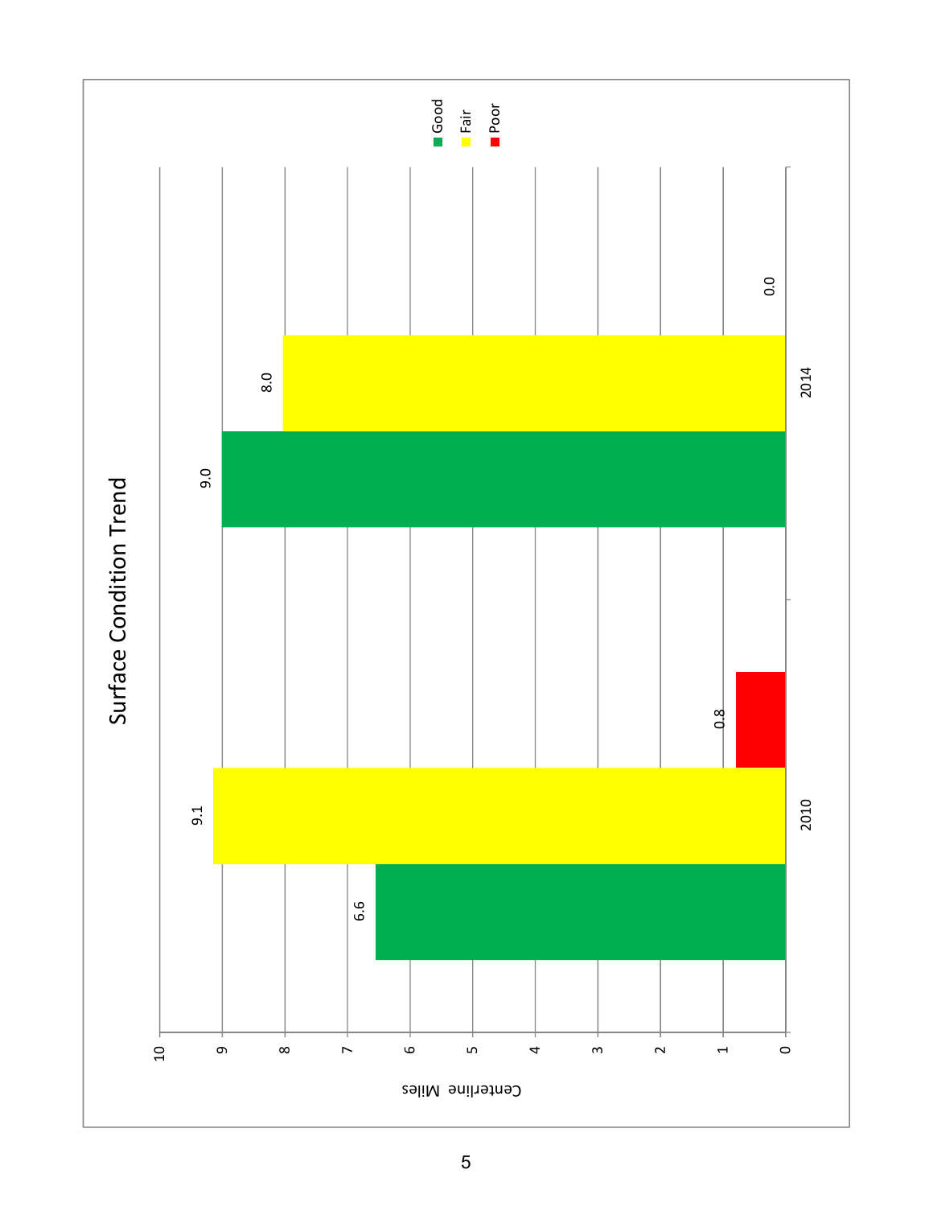# Surface Condition Trend

Centerline Miles

0
1
2
3
4
5
6
7
8
9
10

2010
2014

6.6
9.1
0.8
9.0
8.0
0.0

Good
Fair
Poor